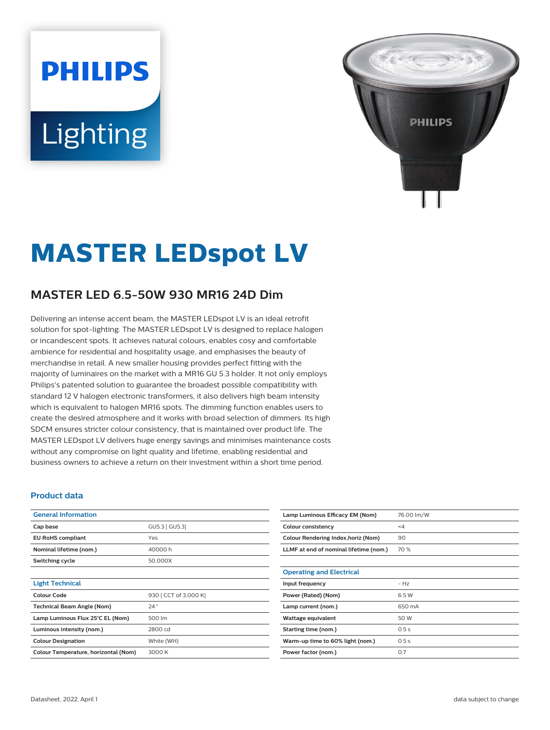# MASTER LEDspot LV

## MASTER LED 6.5-50W 930 MR16 24D Dim

Delivering an intense accent beam, the MASTER LEDspot LV is an ideal retrofit solution for spot-lighting. The MASTER LEDspot LV is designed to replace halogen or incandescent spots. It achieves natural colours, enables cosy and comfortable ambience for residential and hospitality usage, and emphasises the beauty of merchandise in retail. A new smaller housing provides perfect fitting with the majority of luminaires on the market with a MR16 GU 5.3 holder. It not only employs Philips's patented solution to guarantee the broadest possible compatibility with standard 12 V halogen electronic transformers, it also delivers high beam intensity which is equivalent to halogen MR16 spots. The dimming function enables users to create the desired atmosphere and it works with broad selection of dimmers. Its high SDCM ensures stricter colour consistency, that is maintained over product life. The MASTER LEDspot LV delivers huge energy savings and minimises maintenance costs without any compromise on light quality and lifetime, enabling residential and business owners to achieve a return on their investment within a short time period.

### Product data

| General Information | |
|---|---|
| Cap base | GU5.3 [ GU5.3] |
| EU RoHS compliant | Yes |
| Nominal lifetime (nom.) | 40000 h |
| Switching cycle | 50,000X |

| Light Technical | |
|---|---|
| Colour Code | 930 [ CCT of 3,000 K] |
| Technical Beam Angle (Nom) | 24 ° |
| Lamp Luminous Flux 25°C EL (Nom) | 500 lm |
| Luminous intensity (nom.) | 2800 cd |
| Colour Designation | White (WH) |
| Colour Temperature, horizontal (Nom) | 3000 K |
| Lamp Luminous Efficacy EM (Nom) | 76.00 lm/W |
| Colour consistency | <4 |
| Colour Rendering Index,horiz (Nom) | 90 |
| LLMF at end of nominal lifetime (nom.) | 70 % |

| Operating and Electrical | |
|---|---|
| Input frequency | - Hz |
| Power (Rated) (Nom) | 6.5 W |
| Lamp current (nom.) | 650 mA |
| Wattage equivalent | 50 W |
| Starting time (nom.) | 0.5 s |
| Warm-up time to 60% light (nom.) | 0.5 s |
| Power factor (nom.) | 0.7 |

Datasheet, 2022, April 1

data subject to change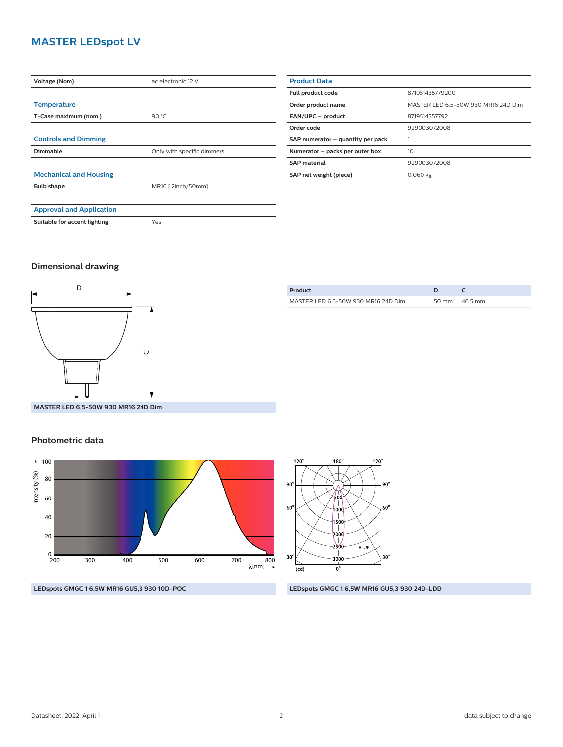# MASTER LEDspot LV

| | |
|---|---|
| **Voltage (Nom)** | ac electronic 12 V |

| **Temperature** | |
|---|---|
| **T-Case maximum (nom.)** | 90 °C |

| **Controls and Dimming** | |
|---|---|
| **Dimmable** | Only with specific dimmers |

| **Mechanical and Housing** | |
|---|---|
| **Bulb shape** | MR16 [ 2inch/50mm] |

| **Approval and Application** | |
|---|---|
| **Suitable for accent lighting** | Yes |

| **Product Data** | |
|---|---|
| **Full product code** | 871951435779200 |
| **Order product name** | MASTER LED 6.5-50W 930 MR16 24D Dim |
| **EAN/UPC – product** | 8719514357792 |
| **Order code** | 929003072008 |
| **SAP numerator – quantity per pack** | 1 |
| **Numerator – packs per outer box** | 10 |
| **SAP material** | 929003072008 |
| **SAP net weight (piece)** | 0.060 kg |

## Dimensional drawing

**MASTER LED 6.5-50W 930 MR16 24D Dim**

| Product | D | C |
|---|---|---|
| MASTER LED 6.5-50W 930 MR16 24D Dim | 50 mm | 46.5 mm |

## Photometric data

**LEDspots GMGC 1 6,5W MR16 GU5,3 930 10D-POC**

**LEDspots GMGC 1 6,5W MR16 GU5,3 930 24D-LDD**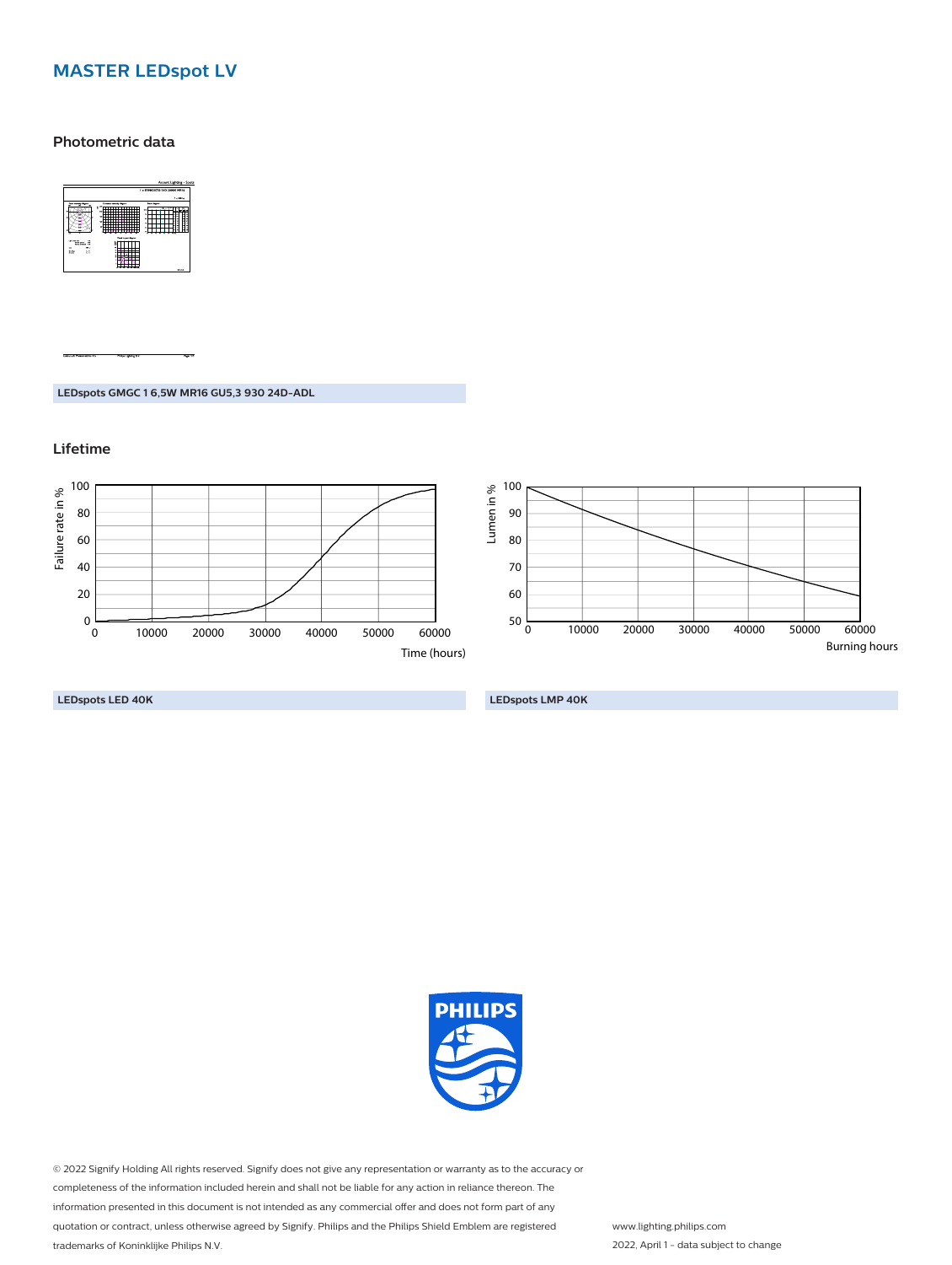# MASTER LEDspot LV

## Photometric data

LEDspots GMGC 1 6,5W MR16 GU5,3 930 24D-ADL

## Lifetime

Failure rate in %

100
80
60
40
20
0

0 10000 20000 30000 40000 50000 60000

Time (hours)

LEDspots LED 40K

Lumen in %

100
90
80
70
60
50

0 10000 20000 30000 40000 50000 60000

Burning hours

LEDspots LMP 40K

© 2022 Signify Holding All rights reserved. Signify does not give any representation or warranty as to the accuracy or completeness of the information included herein and shall not be liable for any action in reliance thereon. The information presented in this document is not intended as any commercial offer and does not form part of any quotation or contract, unless otherwise agreed by Signify. Philips and the Philips Shield Emblem are registered trademarks of Koninklijke Philips N.V.

www.lighting.philips.com

2022, April 1 - data subject to change